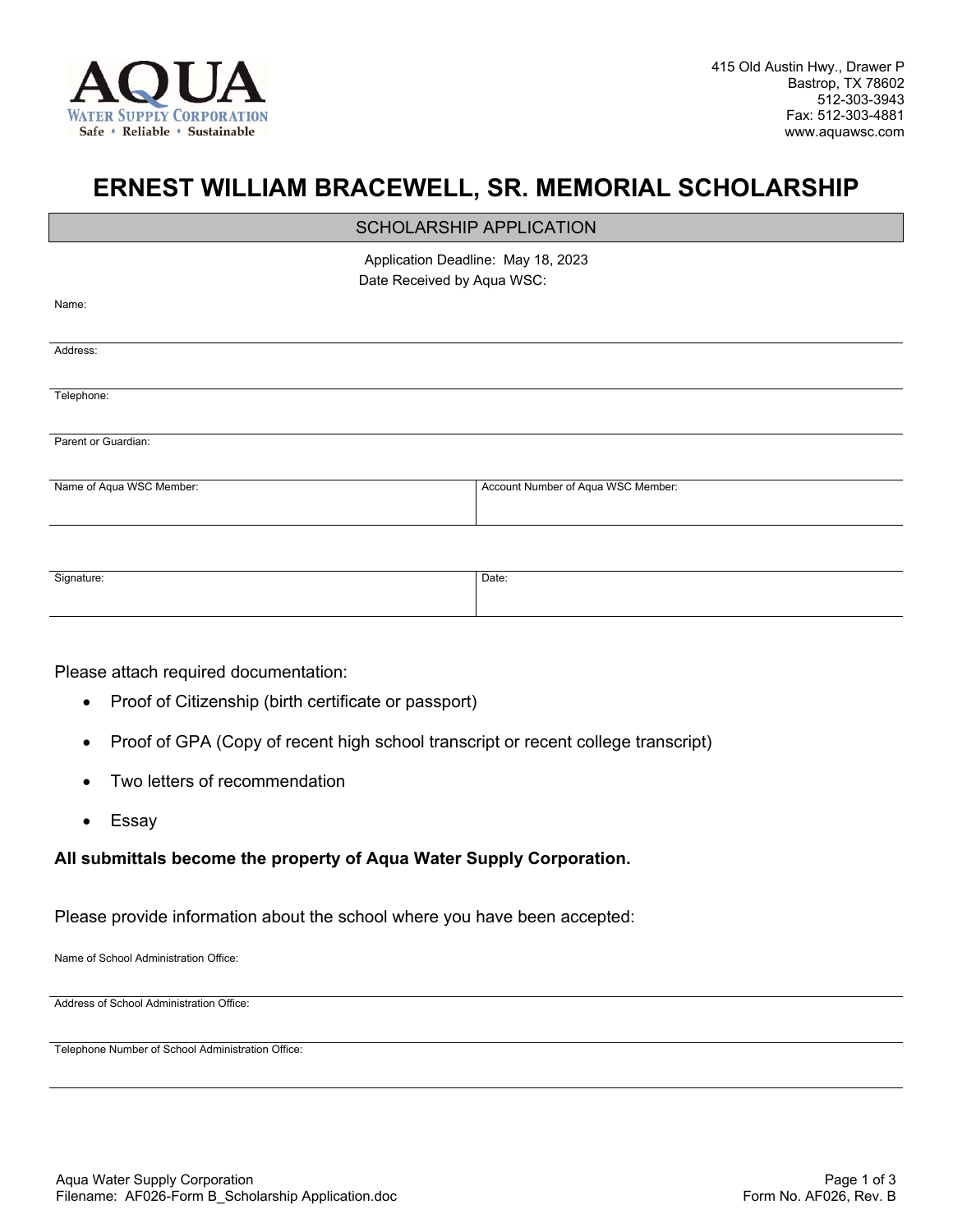AQUA
WATER SUPPLY CORPORATION
Safe • Reliable • Sustainable

415 Old Austin Hwy., Drawer P
Bastrop, TX 78602
512-303-3943
Fax: 512-303-4881
www.aquawsc.com

# ERNEST WILLIAM BRACEWELL, SR. MEMORIAL SCHOLARSHIP

## SCHOLARSHIP APPLICATION

Application Deadline: May 18, 2023

Date Received by Aqua WSC:

Name:

Address:

Telephone:

Parent or Guardian:

| Name of Aqua WSC Member: | Account Number of Aqua WSC Member: |
|---|---|
| | |

| Signature: | Date: |
|---|---|
| | |

Please attach required documentation:

- Proof of Citizenship (birth certificate or passport)
- Proof of GPA (Copy of recent high school transcript or recent college transcript)
- Two letters of recommendation
- Essay

**All submittals become the property of Aqua Water Supply Corporation.**

Please provide information about the school where you have been accepted:

Name of School Administration Office:

Address of School Administration Office:

Telephone Number of School Administration Office: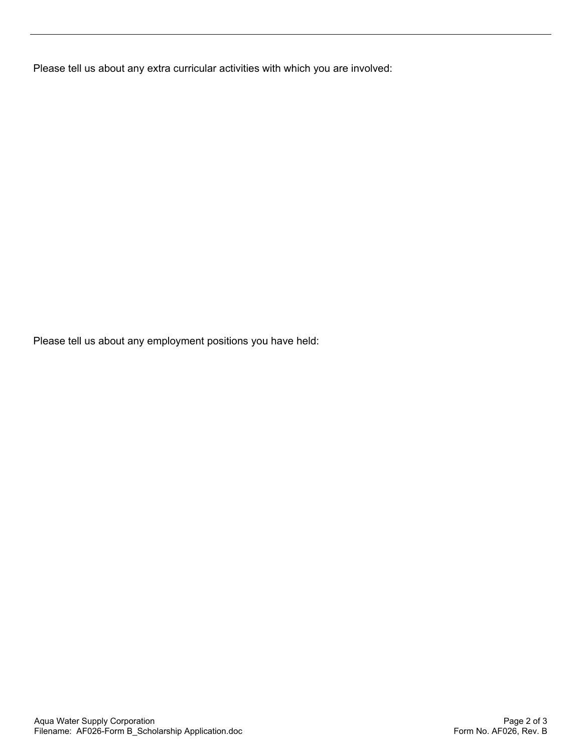Please tell us about any extra curricular activities with which you are involved:

Please tell us about any employment positions you have held: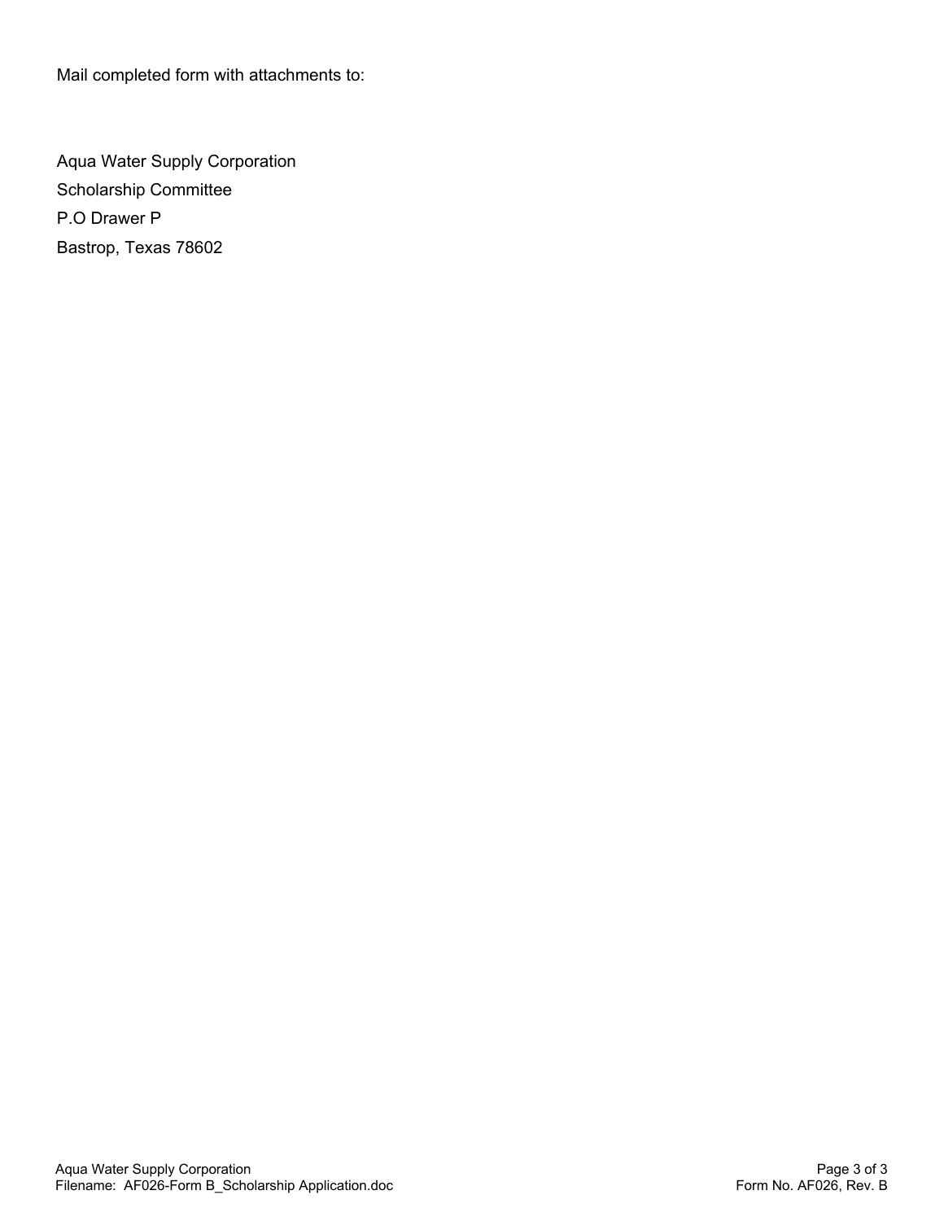Mail completed form with attachments to:

Aqua Water Supply Corporation
Scholarship Committee
P.O Drawer P
Bastrop, Texas 78602